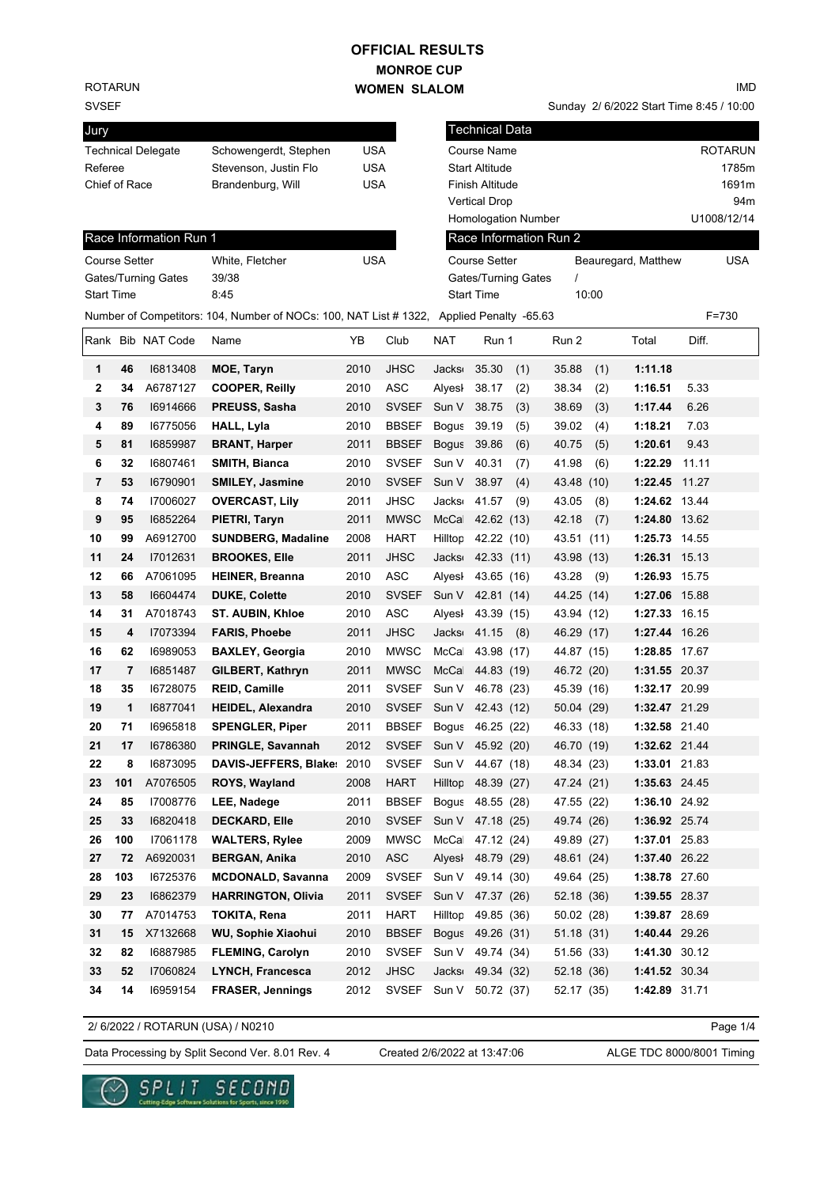# OFFICIAL RESULTS

## MONROE CUP

## WOMEN SLALOM

ROTARUN

SVSEF

IMD

Sunday 2/ 6/2022 Start Time 8:45 / 10:00

| Jury | | |
|---|---|---|
| Technical Delegate | Schowengerdt, Stephen | USA |
| Referee | Stevenson, Justin Flo | USA |
| Chief of Race | Brandenburg, Will | USA |

| Technical Data | |
|---|---|
| Course Name | ROTARUN |
| Start Altitude | 1785m |
| Finish Altitude | 1691m |
| Vertical Drop | 94m |
| Homologation Number | U1008/12/14 |

| Race Information Run 1 | | |
|---|---|---|
| Course Setter | White, Fletcher | USA |
| Gates/Turning Gates | 39/38 | |
| Start Time | 8:45 | |

| Race Information Run 2 | | |
|---|---|---|
| Course Setter | Beauregard, Matthew | USA |
| Gates/Turning Gates | / | |
| Start Time | 10:00 | |

Number of Competitors: 104, Number of NOCs: 100, NAT List # 1322, Applied Penalty -65.63 F=730

| Rank | Bib | NAT Code | Name | YB | Club | NAT | Run 1 | Run 2 | Total | Diff. |
|---|---|---|---|---|---|---|---|---|---|---|
| 1 | 46 | I6813408 | **MOE, Taryn** | 2010 | JHSC | Jacks | 35.30 (1) | 35.88 (1) | **1:11.18** | |
| 2 | 34 | A6787127 | **COOPER, Reilly** | 2010 | ASC | Alyesł | 38.17 (2) | 38.34 (2) | **1:16.51** | 5.33 |
| 3 | 76 | I6914666 | **PREUSS, Sasha** | 2010 | SVSEF | Sun V | 38.75 (3) | 38.69 (3) | **1:17.44** | 6.26 |
| 4 | 89 | I6775056 | **HALL, Lyla** | 2010 | BBSEF | Bogus | 39.19 (5) | 39.02 (4) | **1:18.21** | 7.03 |
| 5 | 81 | I6859987 | **BRANT, Harper** | 2011 | BBSEF | Bogus | 39.86 (6) | 40.75 (5) | **1:20.61** | 9.43 |
| 6 | 32 | I6807461 | **SMITH, Bianca** | 2010 | SVSEF | Sun V | 40.31 (7) | 41.98 (6) | **1:22.29** | 11.11 |
| 7 | 53 | I6790901 | **SMILEY, Jasmine** | 2010 | SVSEF | Sun V | 38.97 (4) | 43.48 (10) | **1:22.45** | 11.27 |
| 8 | 74 | I7006027 | **OVERCAST, Lily** | 2011 | JHSC | Jacks | 41.57 (9) | 43.05 (8) | **1:24.62** | 13.44 |
| 9 | 95 | I6852264 | **PIETRI, Taryn** | 2011 | MWSC | McCa | 42.62 (13) | 42.18 (7) | **1:24.80** | 13.62 |
| 10 | 99 | A6912700 | **SUNDBERG, Madaline** | 2008 | HART | Hilltop | 42.22 (10) | 43.51 (11) | **1:25.73** | 14.55 |
| 11 | 24 | I7012631 | **BROOKES, Elle** | 2011 | JHSC | Jacks | 42.33 (11) | 43.98 (13) | **1:26.31** | 15.13 |
| 12 | 66 | A7061095 | **HEINER, Breanna** | 2010 | ASC | Alyesł | 43.65 (16) | 43.28 (9) | **1:26.93** | 15.75 |
| 13 | 58 | I6604474 | **DUKE, Colette** | 2010 | SVSEF | Sun V | 42.81 (14) | 44.25 (14) | **1:27.06** | 15.88 |
| 14 | 31 | A7018743 | **ST. AUBIN, Khloe** | 2010 | ASC | Alyesł | 43.39 (15) | 43.94 (12) | **1:27.33** | 16.15 |
| 15 | 4 | I7073394 | **FARIS, Phoebe** | 2011 | JHSC | Jacks | 41.15 (8) | 46.29 (17) | **1:27.44** | 16.26 |
| 16 | 62 | I6989053 | **BAXLEY, Georgia** | 2010 | MWSC | McCa | 43.98 (17) | 44.87 (15) | **1:28.85** | 17.67 |
| 17 | 7 | I6851487 | **GILBERT, Kathryn** | 2011 | MWSC | McCa | 44.83 (19) | 46.72 (20) | **1:31.55** | 20.37 |
| 18 | 35 | I6728075 | **REID, Camille** | 2011 | SVSEF | Sun V | 46.78 (23) | 45.39 (16) | **1:32.17** | 20.99 |
| 19 | 1 | I6877041 | **HEIDEL, Alexandra** | 2010 | SVSEF | Sun V | 42.43 (12) | 50.04 (29) | **1:32.47** | 21.29 |
| 20 | 71 | I6965818 | **SPENGLER, Piper** | 2011 | BBSEF | Bogus | 46.25 (22) | 46.33 (18) | **1:32.58** | 21.40 |
| 21 | 17 | I6786380 | **PRINGLE, Savannah** | 2012 | SVSEF | Sun V | 45.92 (20) | 46.70 (19) | **1:32.62** | 21.44 |
| 22 | 8 | I6873095 | **DAVIS-JEFFERS, Blake** | 2010 | SVSEF | Sun V | 44.67 (18) | 48.34 (23) | **1:33.01** | 21.83 |
| 23 | 101 | A7076505 | **ROYS, Wayland** | 2008 | HART | Hilltop | 48.39 (27) | 47.24 (21) | **1:35.63** | 24.45 |
| 24 | 85 | I7008776 | **LEE, Nadege** | 2011 | BBSEF | Bogus | 48.55 (28) | 47.55 (22) | **1:36.10** | 24.92 |
| 25 | 33 | I6820418 | **DECKARD, Elle** | 2010 | SVSEF | Sun V | 47.18 (25) | 49.74 (26) | **1:36.92** | 25.74 |
| 26 | 100 | I7061178 | **WALTERS, Rylee** | 2009 | MWSC | McCa | 47.12 (24) | 49.89 (27) | **1:37.01** | 25.83 |
| 27 | 72 | A6920031 | **BERGAN, Anika** | 2010 | ASC | Alyesł | 48.79 (29) | 48.61 (24) | **1:37.40** | 26.22 |
| 28 | 103 | I6725376 | **MCDONALD, Savanna** | 2009 | SVSEF | Sun V | 49.14 (30) | 49.64 (25) | **1:38.78** | 27.60 |
| 29 | 23 | I6862379 | **HARRINGTON, Olivia** | 2011 | SVSEF | Sun V | 47.37 (26) | 52.18 (36) | **1:39.55** | 28.37 |
| 30 | 77 | A7014753 | **TOKITA, Rena** | 2011 | HART | Hilltop | 49.85 (36) | 50.02 (28) | **1:39.87** | 28.69 |
| 31 | 15 | X7132668 | **WU, Sophie Xiaohui** | 2010 | BBSEF | Bogus | 49.26 (31) | 51.18 (31) | **1:40.44** | 29.26 |
| 32 | 82 | I6887985 | **FLEMING, Carolyn** | 2010 | SVSEF | Sun V | 49.74 (34) | 51.56 (33) | **1:41.30** | 30.12 |
| 33 | 52 | I7060824 | **LYNCH, Francesca** | 2012 | JHSC | Jacks | 49.34 (32) | 52.18 (36) | **1:41.52** | 30.34 |
| 34 | 14 | I6959154 | **FRASER, Jennings** | 2012 | SVSEF | Sun V | 50.72 (37) | 52.17 (35) | **1:42.89** | 31.71 |

2/ 6/2022 / ROTARUN (USA) / N0210

Data Processing by Split Second Ver. 8.01 Rev. 4 Created 2/6/2022 at 13:47:06 ALGE TDC 8000/8001 Timing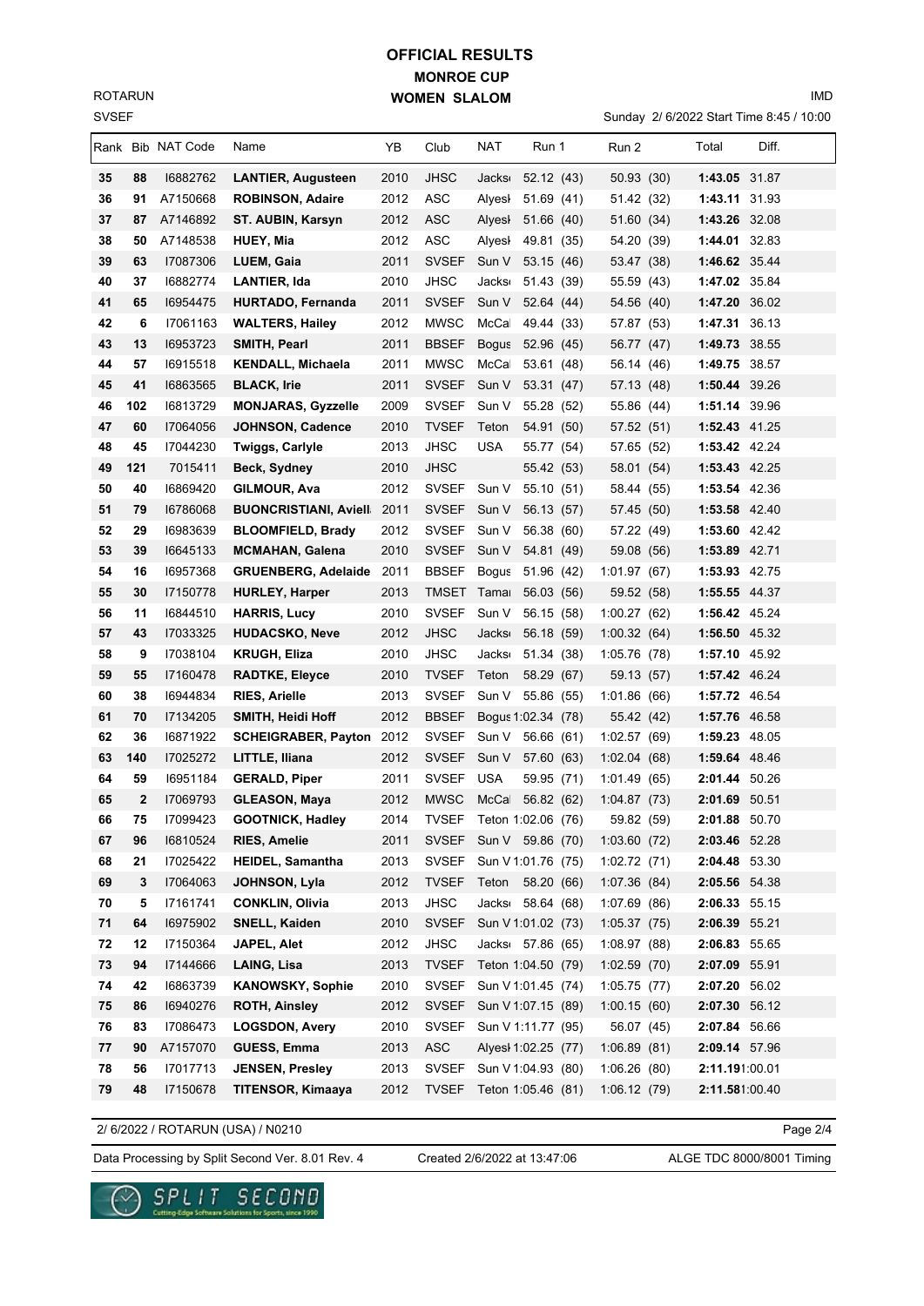# OFFICIAL RESULTS

## MONROE CUP

## WOMEN SLALOM

ROTARUN
SVSEF

IMD

Sunday 2/ 6/2022 Start Time 8:45 / 10:00

| Rank | Bib | NAT Code | Name | YB | Club | NAT | Run 1 | Run 2 | Total | Diff. |
|---|---|---|---|---|---|---|---|---|---|---|
| 35 | 88 | I6882762 | **LANTIER, Augusteen** | 2010 | JHSC | Jacks | 52.12 (43) | 50.93 (30) | **1:43.05** | 31.87 |
| 36 | 91 | A7150668 | **ROBINSON, Adaire** | 2012 | ASC | Alyesl | 51.69 (41) | 51.42 (32) | **1:43.11** | 31.93 |
| 37 | 87 | A7146892 | **ST. AUBIN, Karsyn** | 2012 | ASC | Alyesl | 51.66 (40) | 51.60 (34) | **1:43.26** | 32.08 |
| 38 | 50 | A7148538 | **HUEY, Mia** | 2012 | ASC | Alyesl | 49.81 (35) | 54.20 (39) | **1:44.01** | 32.83 |
| 39 | 63 | I7087306 | **LUEM, Gaia** | 2011 | SVSEF | Sun V | 53.15 (46) | 53.47 (38) | **1:46.62** | 35.44 |
| 40 | 37 | I6882774 | **LANTIER, Ida** | 2010 | JHSC | Jacks | 51.43 (39) | 55.59 (43) | **1:47.02** | 35.84 |
| 41 | 65 | I6954475 | **HURTADO, Fernanda** | 2011 | SVSEF | Sun V | 52.64 (44) | 54.56 (40) | **1:47.20** | 36.02 |
| 42 | 6 | I7061163 | **WALTERS, Hailey** | 2012 | MWSC | McCal | 49.44 (33) | 57.87 (53) | **1:47.31** | 36.13 |
| 43 | 13 | I6953723 | **SMITH, Pearl** | 2011 | BBSEF | Bogus | 52.96 (45) | 56.77 (47) | **1:49.73** | 38.55 |
| 44 | 57 | I6915518 | **KENDALL, Michaela** | 2011 | MWSC | McCal | 53.61 (48) | 56.14 (46) | **1:49.75** | 38.57 |
| 45 | 41 | I6863565 | **BLACK, Irie** | 2011 | SVSEF | Sun V | 53.31 (47) | 57.13 (48) | **1:50.44** | 39.26 |
| 46 | 102 | I6813729 | **MONJARAS, Gyzzelle** | 2009 | SVSEF | Sun V | 55.28 (52) | 55.86 (44) | **1:51.14** | 39.96 |
| 47 | 60 | I7064056 | **JOHNSON, Cadence** | 2010 | TVSEF | Teton | 54.91 (50) | 57.52 (51) | **1:52.43** | 41.25 |
| 48 | 45 | I7044230 | **Twiggs, Carlyle** | 2013 | JHSC | USA | 55.77 (54) | 57.65 (52) | **1:53.42** | 42.24 |
| 49 | 121 | 7015411 | **Beck, Sydney** | 2010 | JHSC | | 55.42 (53) | 58.01 (54) | **1:53.43** | 42.25 |
| 50 | 40 | I6869420 | **GILMOUR, Ava** | 2012 | SVSEF | Sun V | 55.10 (51) | 58.44 (55) | **1:53.54** | 42.36 |
| 51 | 79 | I6786068 | **BUONCRISTIANI, Aviell** | 2011 | SVSEF | Sun V | 56.13 (57) | 57.45 (50) | **1:53.58** | 42.40 |
| 52 | 29 | I6983639 | **BLOOMFIELD, Brady** | 2012 | SVSEF | Sun V | 56.38 (60) | 57.22 (49) | **1:53.60** | 42.42 |
| 53 | 39 | I6645133 | **MCMAHAN, Galena** | 2010 | SVSEF | Sun V | 54.81 (49) | 59.08 (56) | **1:53.89** | 42.71 |
| 54 | 16 | I6957368 | **GRUENBERG, Adelaide** | 2011 | BBSEF | Bogus | 51.96 (42) | 1:01.97 (67) | **1:53.93** | 42.75 |
| 55 | 30 | I7150778 | **HURLEY, Harper** | 2013 | TMSET | Tamar | 56.03 (56) | 59.52 (58) | **1:55.55** | 44.37 |
| 56 | 11 | I6844510 | **HARRIS, Lucy** | 2010 | SVSEF | Sun V | 56.15 (58) | 1:00.27 (62) | **1:56.42** | 45.24 |
| 57 | 43 | I7033325 | **HUDACSKO, Neve** | 2012 | JHSC | Jacks | 56.18 (59) | 1:00.32 (64) | **1:56.50** | 45.32 |
| 58 | 9 | I7038104 | **KRUGH, Eliza** | 2010 | JHSC | Jacks | 51.34 (38) | 1:05.76 (78) | **1:57.10** | 45.92 |
| 59 | 55 | I7160478 | **RADTKE, Eleyce** | 2010 | TVSEF | Teton | 58.29 (67) | 59.13 (57) | **1:57.42** | 46.24 |
| 60 | 38 | I6944834 | **RIES, Arielle** | 2013 | SVSEF | Sun V | 55.86 (55) | 1:01.86 (66) | **1:57.72** | 46.54 |
| 61 | 70 | I7134205 | **SMITH, Heidi Hoff** | 2012 | BBSEF | Bogus | 1:02.34 (78) | 55.42 (42) | **1:57.76** | 46.58 |
| 62 | 36 | I6871922 | **SCHEIGRABER, Payton** | 2012 | SVSEF | Sun V | 56.66 (61) | 1:02.57 (69) | **1:59.23** | 48.05 |
| 63 | 140 | I7025272 | **LITTLE, Iliana** | 2012 | SVSEF | Sun V | 57.60 (63) | 1:02.04 (68) | **1:59.64** | 48.46 |
| 64 | 59 | I6951184 | **GERALD, Piper** | 2011 | SVSEF | USA | 59.95 (71) | 1:01.49 (65) | **2:01.44** | 50.26 |
| 65 | 2 | I7069793 | **GLEASON, Maya** | 2012 | MWSC | McCal | 56.82 (62) | 1:04.87 (73) | **2:01.69** | 50.51 |
| 66 | 75 | I7099423 | **GOOTNICK, Hadley** | 2014 | TVSEF | Teton | 1:02.06 (76) | 59.82 (59) | **2:01.88** | 50.70 |
| 67 | 96 | I6810524 | **RIES, Amelie** | 2011 | SVSEF | Sun V | 59.86 (70) | 1:03.60 (72) | **2:03.46** | 52.28 |
| 68 | 21 | I7025422 | **HEIDEL, Samantha** | 2013 | SVSEF | Sun V | 1:01.76 (75) | 1:02.72 (71) | **2:04.48** | 53.30 |
| 69 | 3 | I7064063 | **JOHNSON, Lyla** | 2012 | TVSEF | Teton | 58.20 (66) | 1:07.36 (84) | **2:05.56** | 54.38 |
| 70 | 5 | I7161741 | **CONKLIN, Olivia** | 2013 | JHSC | Jacks | 58.64 (68) | 1:07.69 (86) | **2:06.33** | 55.15 |
| 71 | 64 | I6975902 | **SNELL, Kaiden** | 2010 | SVSEF | Sun V | 1:01.02 (73) | 1:05.37 (75) | **2:06.39** | 55.21 |
| 72 | 12 | I7150364 | **JAPEL, Alet** | 2012 | JHSC | Jacks | 57.86 (65) | 1:08.97 (88) | **2:06.83** | 55.65 |
| 73 | 94 | I7144666 | **LAING, Lisa** | 2013 | TVSEF | Teton | 1:04.50 (79) | 1:02.59 (70) | **2:07.09** | 55.91 |
| 74 | 42 | I6863739 | **KANOWSKY, Sophie** | 2010 | SVSEF | Sun V | 1:01.45 (74) | 1:05.75 (77) | **2:07.20** | 56.02 |
| 75 | 86 | I6940276 | **ROTH, Ainsley** | 2012 | SVSEF | Sun V | 1:07.15 (89) | 1:00.15 (60) | **2:07.30** | 56.12 |
| 76 | 83 | I7086473 | **LOGSDON, Avery** | 2010 | SVSEF | Sun V | 1:11.77 (95) | 56.07 (45) | **2:07.84** | 56.66 |
| 77 | 90 | A7157070 | **GUESS, Emma** | 2013 | ASC | Alyesl | 1:02.25 (77) | 1:06.89 (81) | **2:09.14** | 57.96 |
| 78 | 56 | I7017713 | **JENSEN, Presley** | 2013 | SVSEF | Sun V | 1:04.93 (80) | 1:06.26 (80) | **2:11.19** | 1:00.01 |
| 79 | 48 | I7150678 | **TITENSOR, Kimaaya** | 2012 | TVSEF | Teton | 1:05.46 (81) | 1:06.12 (79) | **2:11.58** | 1:00.40 |

2/ 6/2022 / ROTARUN (USA) / N0210

Data Processing by Split Second Ver. 8.01 Rev. 4    Created 2/6/2022 at 13:47:06    ALGE TDC 8000/8001 Timing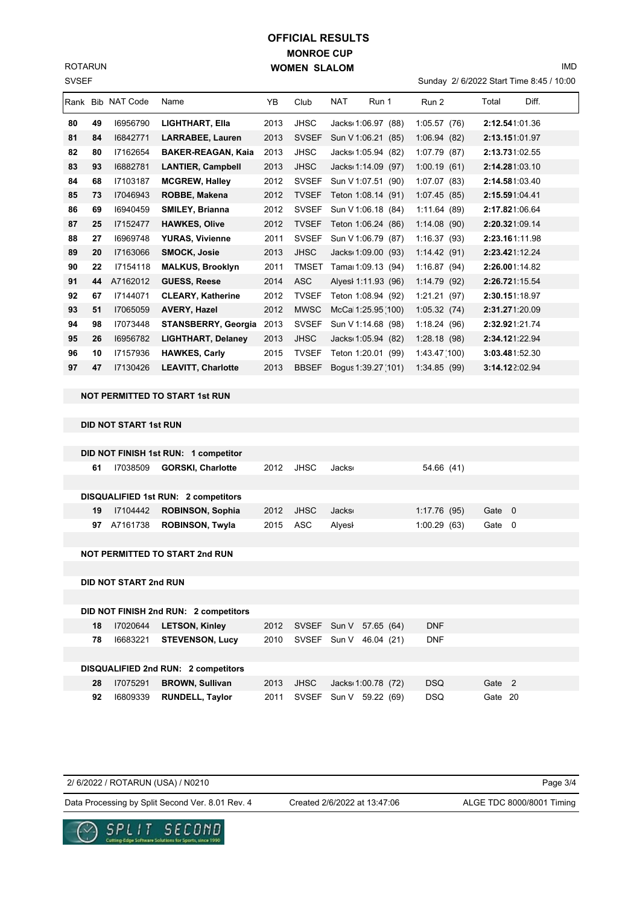# OFFICIAL RESULTS

## MONROE CUP

## WOMEN SLALOM

ROTARUN
SVSEF

IMD

Sunday 2/ 6/2022 Start Time 8:45 / 10:00

| Rank | Bib | NAT Code | Name | YB | Club | NAT | Run 1 | Run 2 | Total | Diff. |
|---|---|---|---|---|---|---|---|---|---|---|
| 80 | 49 | I6956790 | **LIGHTHART, Ella** | 2013 | JHSC | Jacks | 1:06.97 (88) | 1:05.57 (76) | **2:12.54** | 1:01.36 |
| 81 | 84 | I6842771 | **LARRABEE, Lauren** | 2013 | SVSEF | Sun V | 1:06.21 (85) | 1:06.94 (82) | **2:13.15** | 1:01.97 |
| 82 | 80 | I7162654 | **BAKER-REAGAN, Kaia** | 2013 | JHSC | Jacks | 1:05.94 (82) | 1:07.79 (87) | **2:13.73** | 1:02.55 |
| 83 | 93 | I6882781 | **LANTIER, Campbell** | 2013 | JHSC | Jacks | 1:14.09 (97) | 1:00.19 (61) | **2:14.28** | 1:03.10 |
| 84 | 68 | I7103187 | **MCGREW, Halley** | 2012 | SVSEF | Sun V | 1:07.51 (90) | 1:07.07 (83) | **2:14.58** | 1:03.40 |
| 85 | 73 | I7046943 | **ROBBE, Makena** | 2012 | TVSEF | Teton | 1:08.14 (91) | 1:07.45 (85) | **2:15.59** | 1:04.41 |
| 86 | 69 | I6940459 | **SMILEY, Brianna** | 2012 | SVSEF | Sun V | 1:06.18 (84) | 1:11.64 (89) | **2:17.82** | 1:06.64 |
| 87 | 25 | I7152477 | **HAWKES, Olive** | 2012 | TVSEF | Teton | 1:06.24 (86) | 1:14.08 (90) | **2:20.32** | 1:09.14 |
| 88 | 27 | I6969748 | **YURAS, Vivienne** | 2011 | SVSEF | Sun V | 1:06.79 (87) | 1:16.37 (93) | **2:23.16** | 1:11.98 |
| 89 | 20 | I7163066 | **SMOCK, Josie** | 2013 | JHSC | Jacks | 1:09.00 (93) | 1:14.42 (91) | **2:23.42** | 1:12.24 |
| 90 | 22 | I7154118 | **MALKUS, Brooklyn** | 2011 | TMSET | Tamai | 1:09.13 (94) | 1:16.87 (94) | **2:26.00** | 1:14.82 |
| 91 | 44 | A7162012 | **GUESS, Reese** | 2014 | ASC | Alyesl | 1:11.93 (96) | 1:14.79 (92) | **2:26.72** | 1:15.54 |
| 92 | 67 | I7144071 | **CLEARY, Katherine** | 2012 | TVSEF | Teton | 1:08.94 (92) | 1:21.21 (97) | **2:30.15** | 1:18.97 |
| 93 | 51 | I7065059 | **AVERY, Hazel** | 2012 | MWSC | McCal | 1:25.95 (100) | 1:05.32 (74) | **2:31.27** | 1:20.09 |
| 94 | 98 | I7073448 | **STANSBERRY, Georgia** | 2013 | SVSEF | Sun V | 1:14.68 (98) | 1:18.24 (96) | **2:32.92** | 1:21.74 |
| 95 | 26 | I6956782 | **LIGHTHART, Delaney** | 2013 | JHSC | Jacks | 1:05.94 (82) | 1:28.18 (98) | **2:34.12** | 1:22.94 |
| 96 | 10 | I7157936 | **HAWKES, Carly** | 2015 | TVSEF | Teton | 1:20.01 (99) | 1:43.47 (100) | **3:03.48** | 1:52.30 |
| 97 | 47 | I7130426 | **LEAVITT, Charlotte** | 2013 | BBSEF | Bogus | 1:39.27 (101) | 1:34.85 (99) | **3:14.12** | 2:02.94 |

**NOT PERMITTED TO START 1st RUN**

**DID NOT START 1st RUN**

**DID NOT FINISH 1st RUN: 1 competitor**

| Bib | NAT Code | Name | YB | Club | NAT | Run 1 | Run 2 | |
|---|---|---|---|---|---|---|---|---|
| 61 | I7038509 | **GORSKI, Charlotte** | 2012 | JHSC | Jacks | | 54.66 (41) | |

**DISQUALIFIED 1st RUN: 2 competitors**

| Bib | NAT Code | Name | YB | Club | NAT | Run 1 | Run 2 | |
|---|---|---|---|---|---|---|---|---|
| 19 | I7104442 | **ROBINSON, Sophia** | 2012 | JHSC | Jacks | | 1:17.76 (95) | Gate 0 |
| 97 | A7161738 | **ROBINSON, Twyla** | 2015 | ASC | Alyesl | | 1:00.29 (63) | Gate 0 |

**NOT PERMITTED TO START 2nd RUN**

**DID NOT START 2nd RUN**

**DID NOT FINISH 2nd RUN: 2 competitors**

| Bib | NAT Code | Name | YB | Club | NAT | Run 1 | Run 2 | |
|---|---|---|---|---|---|---|---|---|
| 18 | I7020644 | **LETSON, Kinley** | 2012 | SVSEF | Sun V | 57.65 (64) | DNF | |
| 78 | I6683221 | **STEVENSON, Lucy** | 2010 | SVSEF | Sun V | 46.04 (21) | DNF | |

**DISQUALIFIED 2nd RUN: 2 competitors**

| Bib | NAT Code | Name | YB | Club | NAT | Run 1 | Run 2 | |
|---|---|---|---|---|---|---|---|---|
| 28 | I7075291 | **BROWN, Sullivan** | 2013 | JHSC | Jacks | 1:00.78 (72) | DSQ | Gate 2 |
| 92 | I6809339 | **RUNDELL, Taylor** | 2011 | SVSEF | Sun V | 59.22 (69) | DSQ | Gate 20 |

2/ 6/2022 / ROTARUN (USA) / N0210

Data Processing by Split Second Ver. 8.01 Rev. 4 — Created 2/6/2022 at 13:47:06 — ALGE TDC 8000/8001 Timing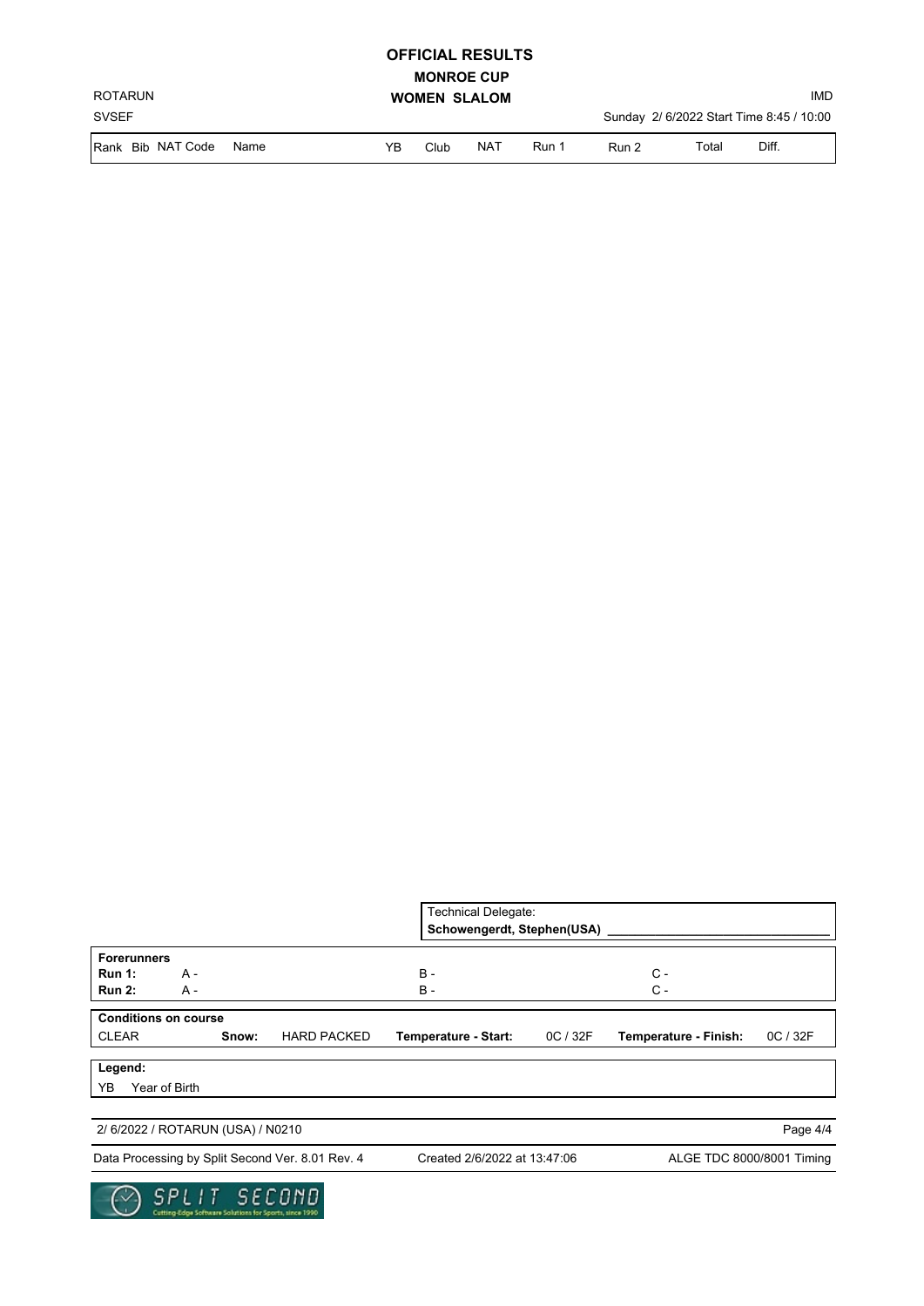# OFFICIAL RESULTS

## MONROE CUP

## WOMEN SLALOM

ROTARUN
SVSEF

IMD

Sunday 2/ 6/2022 Start Time 8:45 / 10:00

| Rank | Bib | NAT Code | Name | YB | Club | NAT | Run 1 | Run 2 | Total | Diff. |
|---|---|---|---|---|---|---|---|---|---|---|

Technical Delegate:
**Schowengerdt, Stephen(USA)** ______________________________

| **Forerunners** | | | |
|---|---|---|---|
| **Run 1:** | A - | B - | C - |
| **Run 2:** | A - | B - | C - |

| **Conditions on course** | | | | | | |
|---|---|---|---|---|---|---|
| CLEAR | **Snow:** | HARD PACKED | **Temperature - Start:** | 0C / 32F | **Temperature - Finish:** | 0C / 32F |

**Legend:**
YB Year of Birth

2/ 6/2022 / ROTARUN (USA) / N0210

Data Processing by Split Second Ver. 8.01 Rev. 4 | Created 2/6/2022 at 13:47:06 | ALGE TDC 8000/8001 Timing